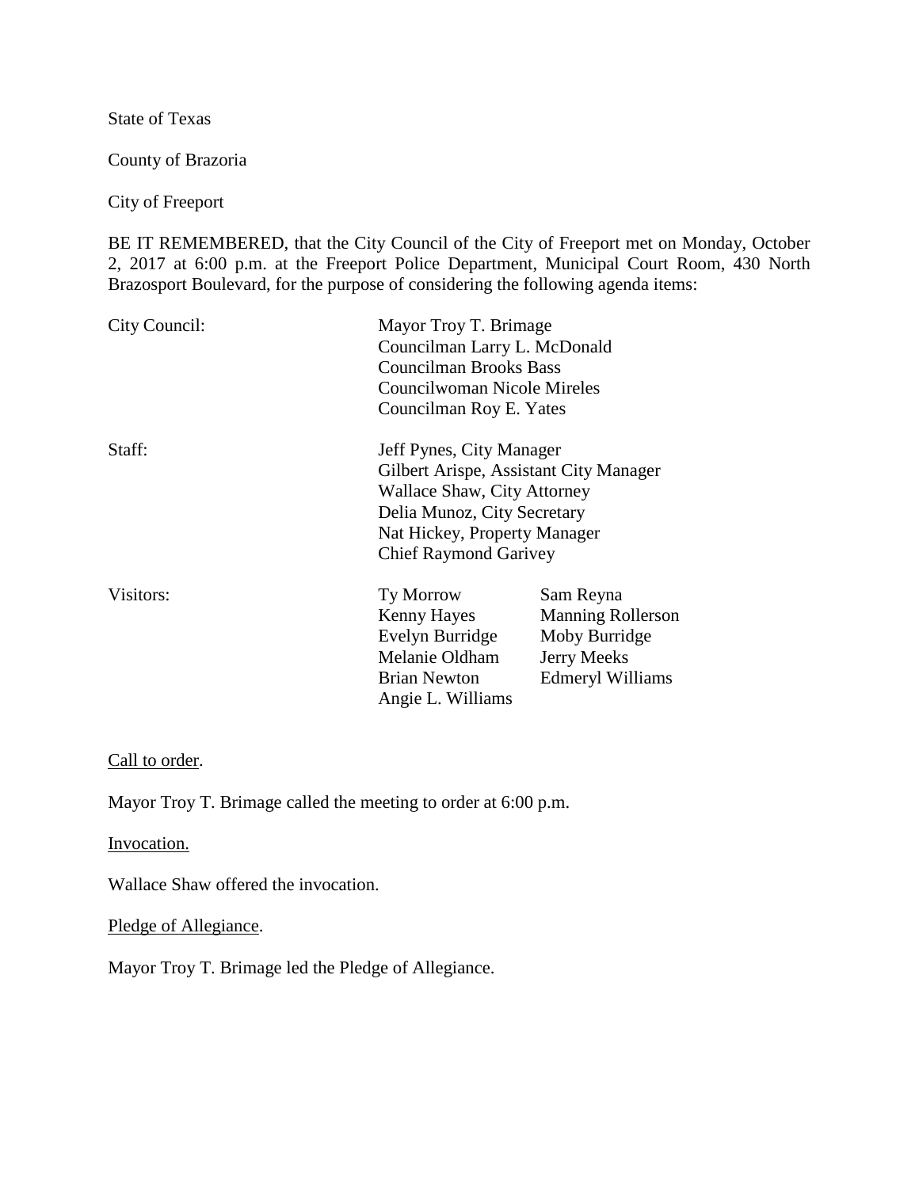State of Texas

County of Brazoria

City of Freeport

BE IT REMEMBERED, that the City Council of the City of Freeport met on Monday, October 2, 2017 at 6:00 p.m. at the Freeport Police Department, Municipal Court Room, 430 North Brazosport Boulevard, for the purpose of considering the following agenda items:

City Council:
- Mayor Troy T. Brimage
- Councilman Larry L. McDonald
- Councilman Brooks Bass
- Councilwoman Nicole Mireles
- Councilman Roy E. Yates

Staff:
- Jeff Pynes, City Manager
- Gilbert Arispe, Assistant City Manager
- Wallace Shaw, City Attorney
- Delia Munoz, City Secretary
- Nat Hickey, Property Manager
- Chief Raymond Garivey

Visitors:

| | |
|---|---|
| Ty Morrow | Sam Reyna |
| Kenny Hayes | Manning Rollerson |
| Evelyn Burridge | Moby Burridge |
| Melanie Oldham | Jerry Meeks |
| Brian Newton | Edmeryl Williams |
| Angie L. Williams | |

<u>Call to order</u>.

Mayor Troy T. Brimage called the meeting to order at 6:00 p.m.

<u>Invocation.</u>

Wallace Shaw offered the invocation.

<u>Pledge of Allegiance</u>.

Mayor Troy T. Brimage led the Pledge of Allegiance.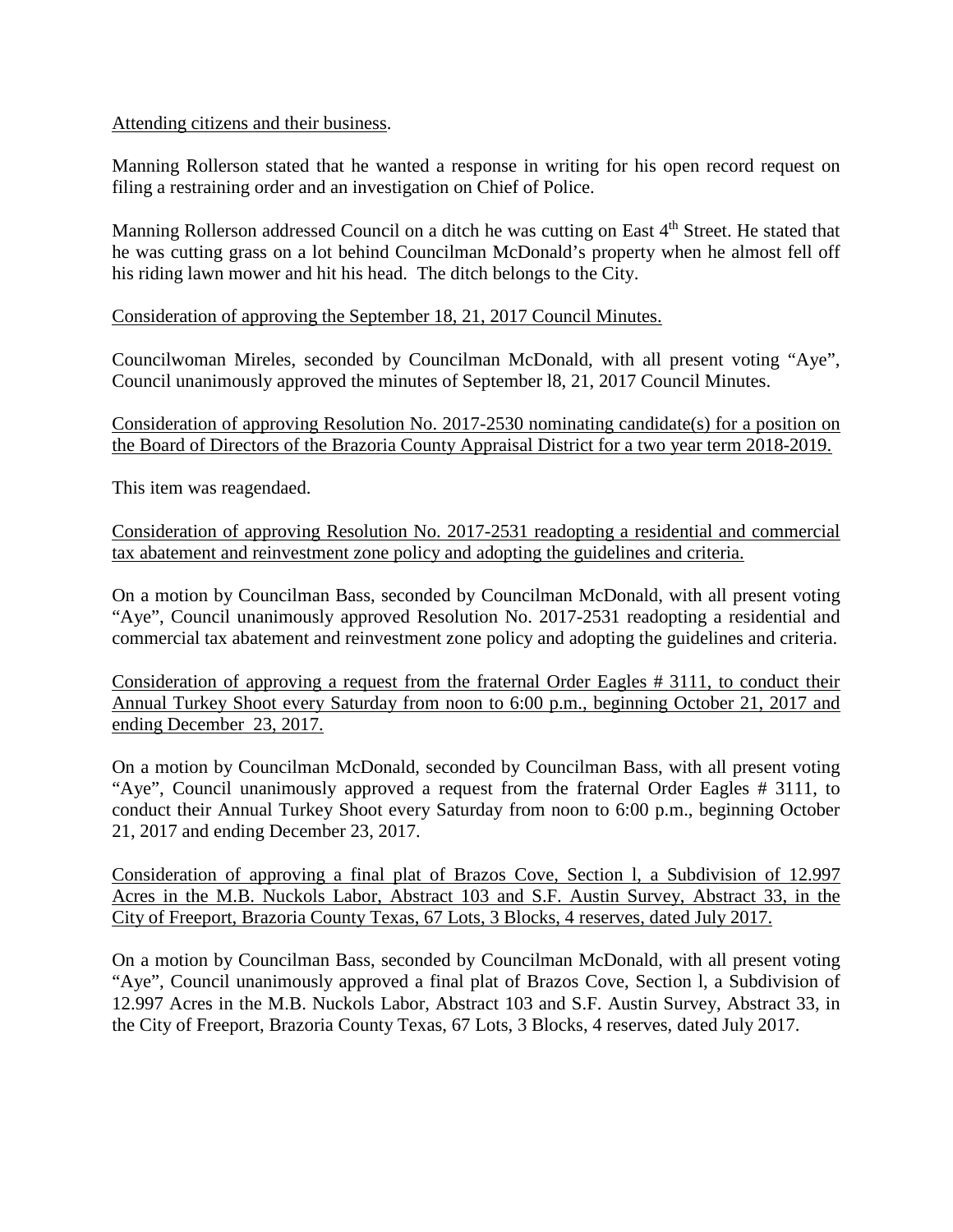Attending citizens and their business.

Manning Rollerson stated that he wanted a response in writing for his open record request on filing a restraining order and an investigation on Chief of Police.

Manning Rollerson addressed Council on a ditch he was cutting on East 4th Street. He stated that he was cutting grass on a lot behind Councilman McDonald's property when he almost fell off his riding lawn mower and hit his head. The ditch belongs to the City.

Consideration of approving the September 18, 21, 2017 Council Minutes.

Councilwoman Mireles, seconded by Councilman McDonald, with all present voting "Aye", Council unanimously approved the minutes of September l8, 21, 2017 Council Minutes.

Consideration of approving Resolution No. 2017-2530 nominating candidate(s) for a position on the Board of Directors of the Brazoria County Appraisal District for a two year term 2018-2019.

This item was reagendaed.

Consideration of approving Resolution No. 2017-2531 readopting a residential and commercial tax abatement and reinvestment zone policy and adopting the guidelines and criteria.

On a motion by Councilman Bass, seconded by Councilman McDonald, with all present voting "Aye", Council unanimously approved Resolution No. 2017-2531 readopting a residential and commercial tax abatement and reinvestment zone policy and adopting the guidelines and criteria.

Consideration of approving a request from the fraternal Order Eagles # 3111, to conduct their Annual Turkey Shoot every Saturday from noon to 6:00 p.m., beginning October 21, 2017 and ending December 23, 2017.

On a motion by Councilman McDonald, seconded by Councilman Bass, with all present voting "Aye", Council unanimously approved a request from the fraternal Order Eagles # 3111, to conduct their Annual Turkey Shoot every Saturday from noon to 6:00 p.m., beginning October 21, 2017 and ending December 23, 2017.

Consideration of approving a final plat of Brazos Cove, Section l, a Subdivision of 12.997 Acres in the M.B. Nuckols Labor, Abstract 103 and S.F. Austin Survey, Abstract 33, in the City of Freeport, Brazoria County Texas, 67 Lots, 3 Blocks, 4 reserves, dated July 2017.

On a motion by Councilman Bass, seconded by Councilman McDonald, with all present voting "Aye", Council unanimously approved a final plat of Brazos Cove, Section l, a Subdivision of 12.997 Acres in the M.B. Nuckols Labor, Abstract 103 and S.F. Austin Survey, Abstract 33, in the City of Freeport, Brazoria County Texas, 67 Lots, 3 Blocks, 4 reserves, dated July 2017.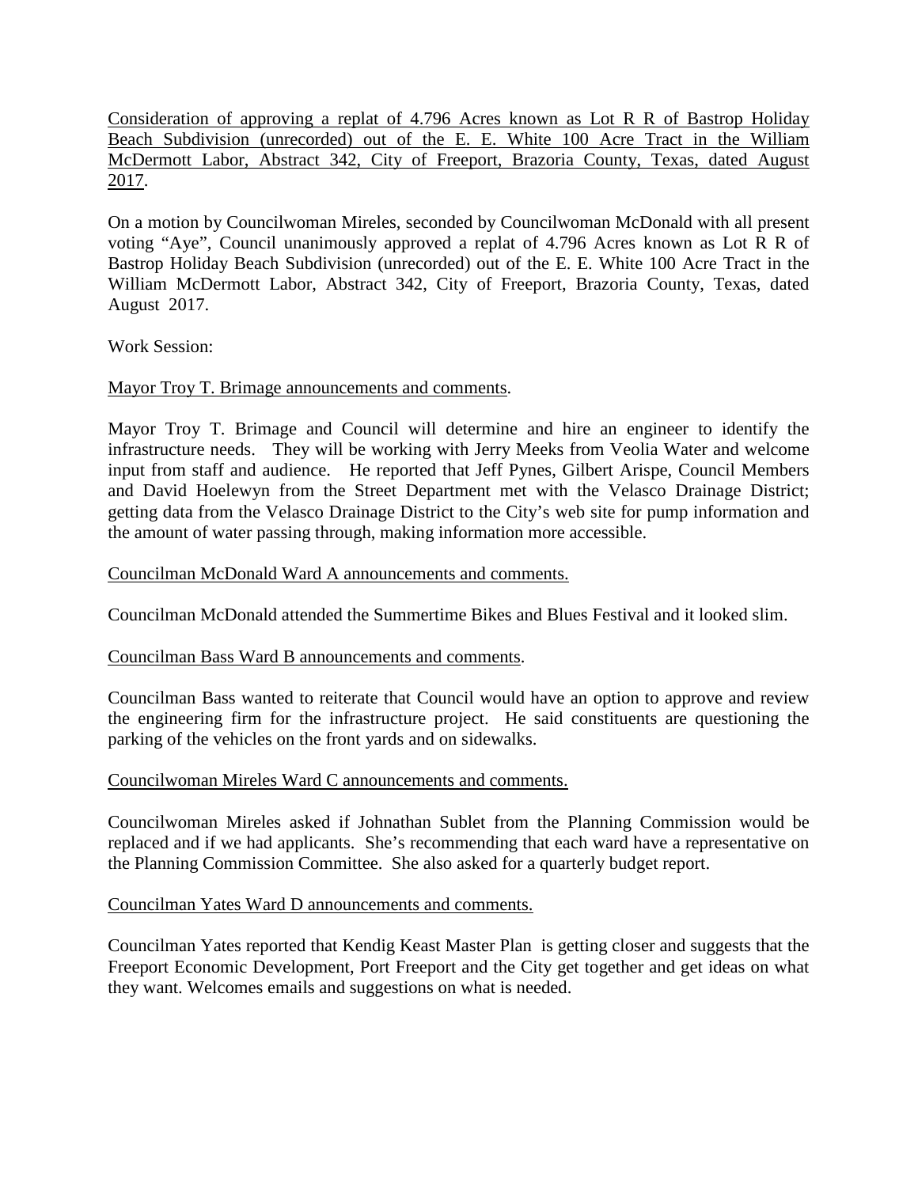<u>Consideration of approving a replat of 4.796 Acres known as Lot R R of Bastrop Holiday Beach Subdivision (unrecorded) out of the E. E. White 100 Acre Tract in the William McDermott Labor, Abstract 342, City of Freeport, Brazoria County, Texas, dated August 2017</u>.

On a motion by Councilwoman Mireles, seconded by Councilwoman McDonald with all present voting "Aye", Council unanimously approved a replat of 4.796 Acres known as Lot R R of Bastrop Holiday Beach Subdivision (unrecorded) out of the E. E. White 100 Acre Tract in the William McDermott Labor, Abstract 342, City of Freeport, Brazoria County, Texas, dated August 2017.

Work Session:

<u>Mayor Troy T. Brimage announcements and comments</u>.

Mayor Troy T. Brimage and Council will determine and hire an engineer to identify the infrastructure needs. They will be working with Jerry Meeks from Veolia Water and welcome input from staff and audience. He reported that Jeff Pynes, Gilbert Arispe, Council Members and David Hoelewyn from the Street Department met with the Velasco Drainage District; getting data from the Velasco Drainage District to the City's web site for pump information and the amount of water passing through, making information more accessible.

<u>Councilman McDonald Ward A announcements and comments.</u>

Councilman McDonald attended the Summertime Bikes and Blues Festival and it looked slim.

<u>Councilman Bass Ward B announcements and comments</u>.

Councilman Bass wanted to reiterate that Council would have an option to approve and review the engineering firm for the infrastructure project. He said constituents are questioning the parking of the vehicles on the front yards and on sidewalks.

<u>Councilwoman Mireles Ward C announcements and comments.</u>

Councilwoman Mireles asked if Johnathan Sublet from the Planning Commission would be replaced and if we had applicants. She's recommending that each ward have a representative on the Planning Commission Committee. She also asked for a quarterly budget report.

<u>Councilman Yates Ward D announcements and comments.</u>

Councilman Yates reported that Kendig Keast Master Plan is getting closer and suggests that the Freeport Economic Development, Port Freeport and the City get together and get ideas on what they want. Welcomes emails and suggestions on what is needed.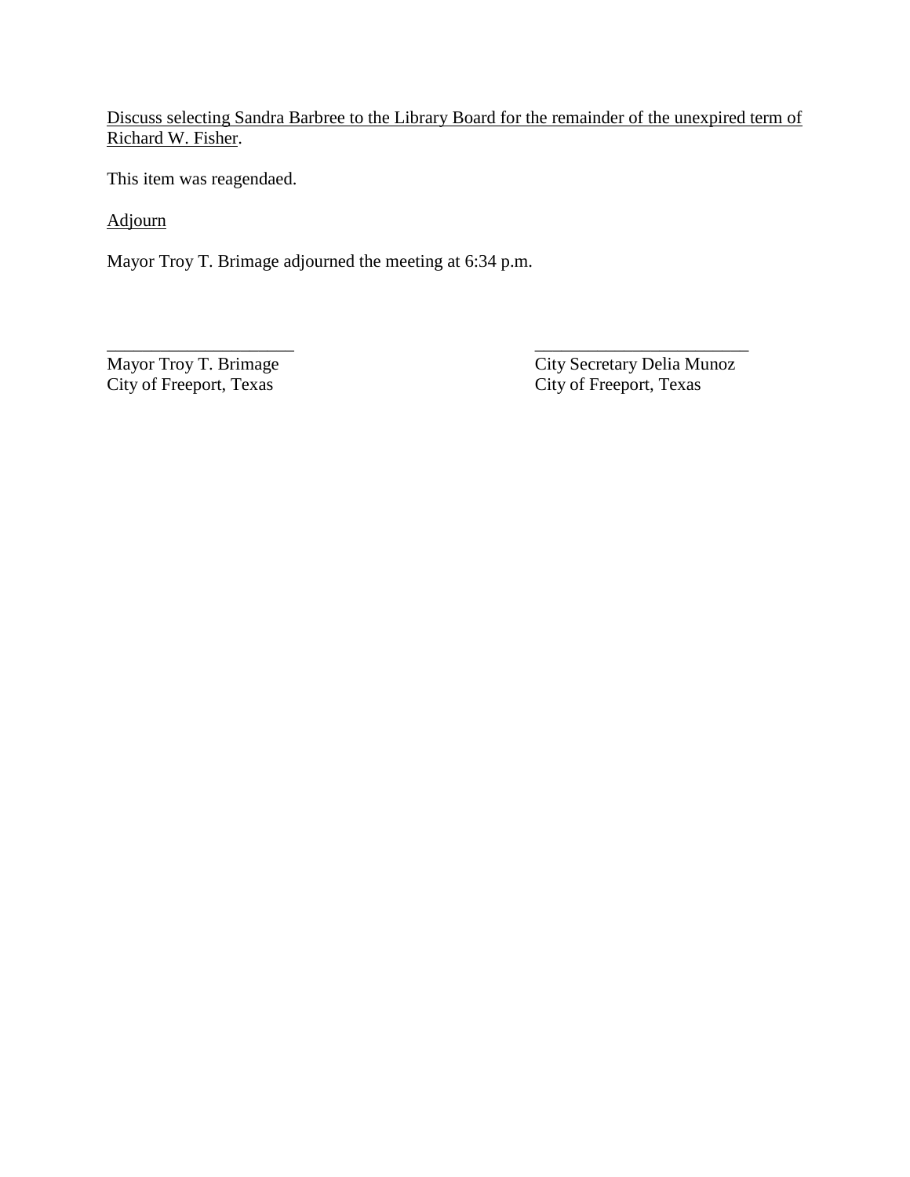<u>Discuss selecting Sandra Barbree to the Library Board for the remainder of the unexpired term of Richard W. Fisher</u>.

This item was reagendaed.

<u>Adjourn</u>

Mayor Troy T. Brimage adjourned the meeting at 6:34 p.m.

| | |
|---|---|
| _____________________ | ________________________ |
| Mayor Troy T. Brimage | City Secretary Delia Munoz |
| City of Freeport, Texas | City of Freeport, Texas |